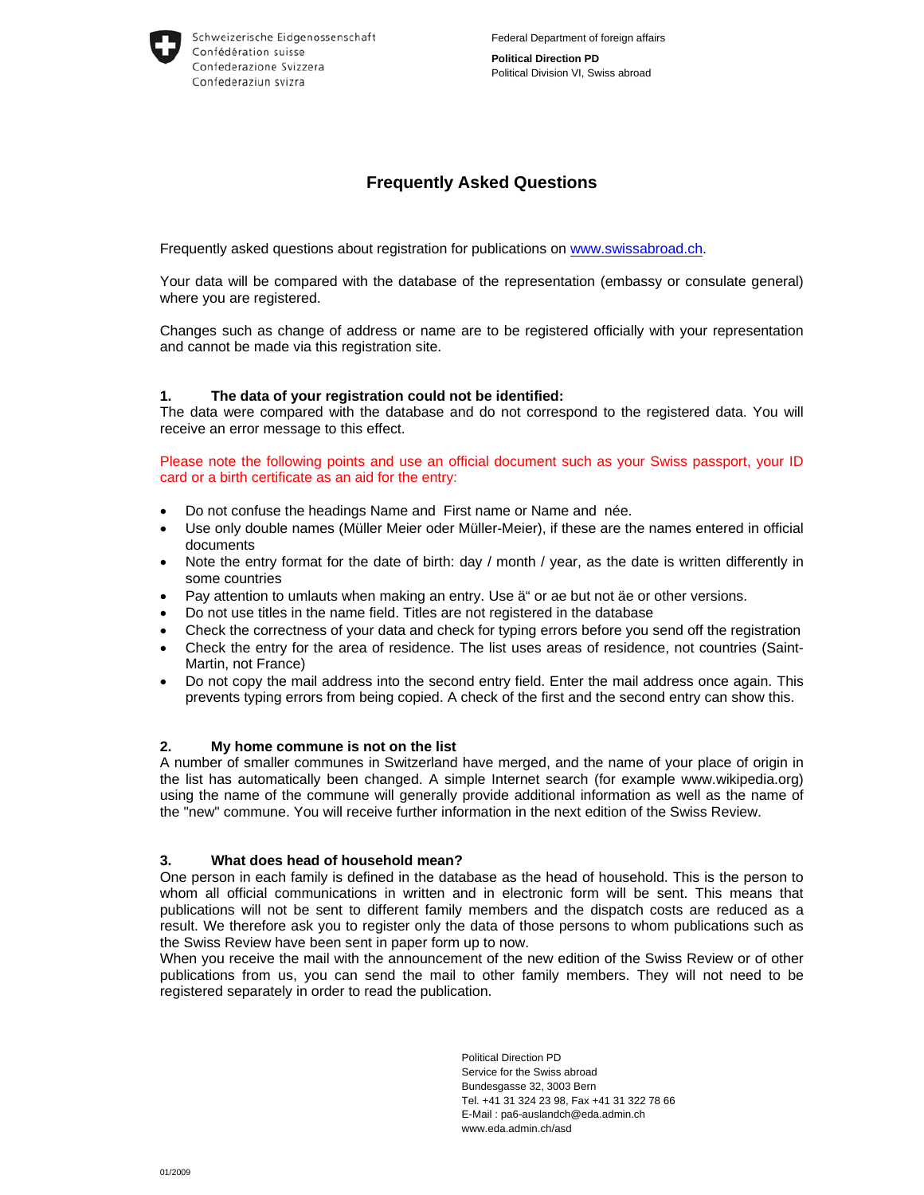Schweizerische Eidgenossenschaft
Confédération suisse
Confederazione Svizzera
Confederaziun svizra

Federal Department of foreign affairs

**Political Direction PD**
Political Division VI, Swiss abroad

# Frequently Asked Questions

Frequently asked questions about registration for publications on [www.swissabroad.ch](www.swissabroad.ch).

Your data will be compared with the database of the representation (embassy or consulate general) where you are registered.

Changes such as change of address or name are to be registered officially with your representation and cannot be made via this registration site.

## 1. The data of your registration could not be identified:

The data were compared with the database and do not correspond to the registered data. You will receive an error message to this effect.

Please note the following points and use an official document such as your Swiss passport, your ID card or a birth certificate as an aid for the entry:

- Do not confuse the headings Name and First name or Name and née.
- Use only double names (Müller Meier oder Müller-Meier), if these are the names entered in official documents
- Note the entry format for the date of birth: day / month / year, as the date is written differently in some countries
- Pay attention to umlauts when making an entry. Use ä“ or ae but not äe or other versions.
- Do not use titles in the name field. Titles are not registered in the database
- Check the correctness of your data and check for typing errors before you send off the registration
- Check the entry for the area of residence. The list uses areas of residence, not countries (Saint-Martin, not France)
- Do not copy the mail address into the second entry field. Enter the mail address once again. This prevents typing errors from being copied. A check of the first and the second entry can show this.

## 2. My home commune is not on the list

A number of smaller communes in Switzerland have merged, and the name of your place of origin in the list has automatically been changed. A simple Internet search (for example www.wikipedia.org) using the name of the commune will generally provide additional information as well as the name of the "new" commune. You will receive further information in the next edition of the Swiss Review.

## 3. What does head of household mean?

One person in each family is defined in the database as the head of household. This is the person to whom all official communications in written and in electronic form will be sent. This means that publications will not be sent to different family members and the dispatch costs are reduced as a result. We therefore ask you to register only the data of those persons to whom publications such as the Swiss Review have been sent in paper form up to now.
When you receive the mail with the announcement of the new edition of the Swiss Review or of other publications from us, you can send the mail to other family members. They will not need to be registered separately in order to read the publication.

Political Direction PD
Service for the Swiss abroad
Bundesgasse 32, 3003 Bern
Tel. +41 31 324 23 98, Fax +41 31 322 78 66
E-Mail : pa6-auslandch@eda.admin.ch
www.eda.admin.ch/asd

01/2009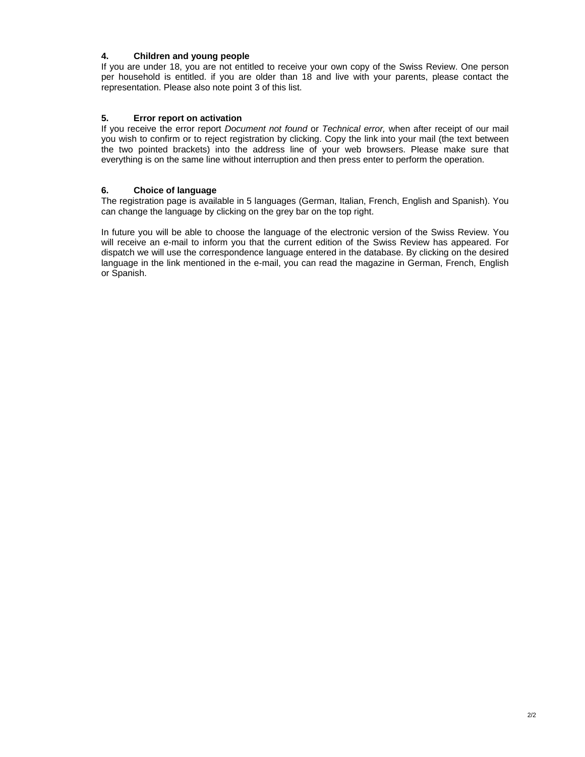### 4. Children and young people

If you are under 18, you are not entitled to receive your own copy of the Swiss Review. One person per household is entitled. if you are older than 18 and live with your parents, please contact the representation. Please also note point 3 of this list.

### 5. Error report on activation

If you receive the error report *Document not found* or *Technical error,* when after receipt of our mail you wish to confirm or to reject registration by clicking. Copy the link into your mail (the text between the two pointed brackets) into the address line of your web browsers. Please make sure that everything is on the same line without interruption and then press enter to perform the operation.

### 6. Choice of language

The registration page is available in 5 languages (German, Italian, French, English and Spanish). You can change the language by clicking on the grey bar on the top right.

In future you will be able to choose the language of the electronic version of the Swiss Review. You will receive an e-mail to inform you that the current edition of the Swiss Review has appeared. For dispatch we will use the correspondence language entered in the database. By clicking on the desired language in the link mentioned in the e-mail, you can read the magazine in German, French, English or Spanish.